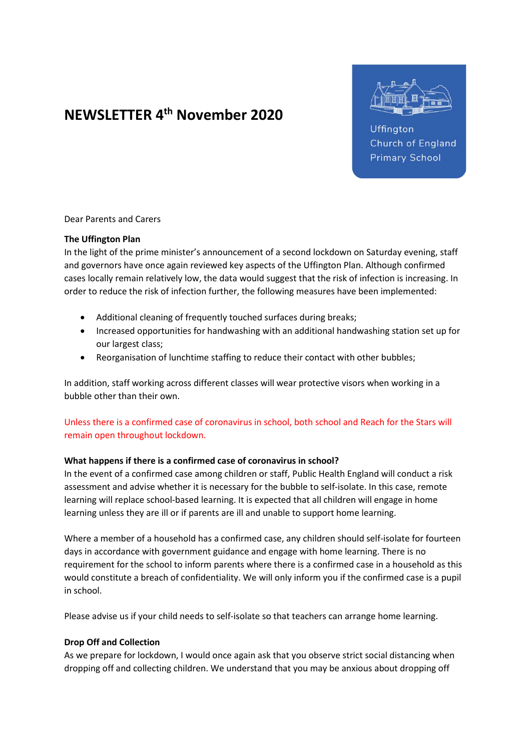# NEWSLETTER 4th November 2020

Uffington Church of England Primary School

Dear Parents and Carers

**The Uffington Plan**

In the light of the prime minister's announcement of a second lockdown on Saturday evening, staff and governors have once again reviewed key aspects of the Uffington Plan. Although confirmed cases locally remain relatively low, the data would suggest that the risk of infection is increasing. In order to reduce the risk of infection further, the following measures have been implemented:

- Additional cleaning of frequently touched surfaces during breaks;
- Increased opportunities for handwashing with an additional handwashing station set up for our largest class;
- Reorganisation of lunchtime staffing to reduce their contact with other bubbles;

In addition, staff working across different classes will wear protective visors when working in a bubble other than their own.

Unless there is a confirmed case of coronavirus in school, both school and Reach for the Stars will remain open throughout lockdown.

**What happens if there is a confirmed case of coronavirus in school?**

In the event of a confirmed case among children or staff, Public Health England will conduct a risk assessment and advise whether it is necessary for the bubble to self-isolate. In this case, remote learning will replace school-based learning. It is expected that all children will engage in home learning unless they are ill or if parents are ill and unable to support home learning.

Where a member of a household has a confirmed case, any children should self-isolate for fourteen days in accordance with government guidance and engage with home learning. There is no requirement for the school to inform parents where there is a confirmed case in a household as this would constitute a breach of confidentiality. We will only inform you if the confirmed case is a pupil in school.

Please advise us if your child needs to self-isolate so that teachers can arrange home learning.

**Drop Off and Collection**

As we prepare for lockdown, I would once again ask that you observe strict social distancing when dropping off and collecting children. We understand that you may be anxious about dropping off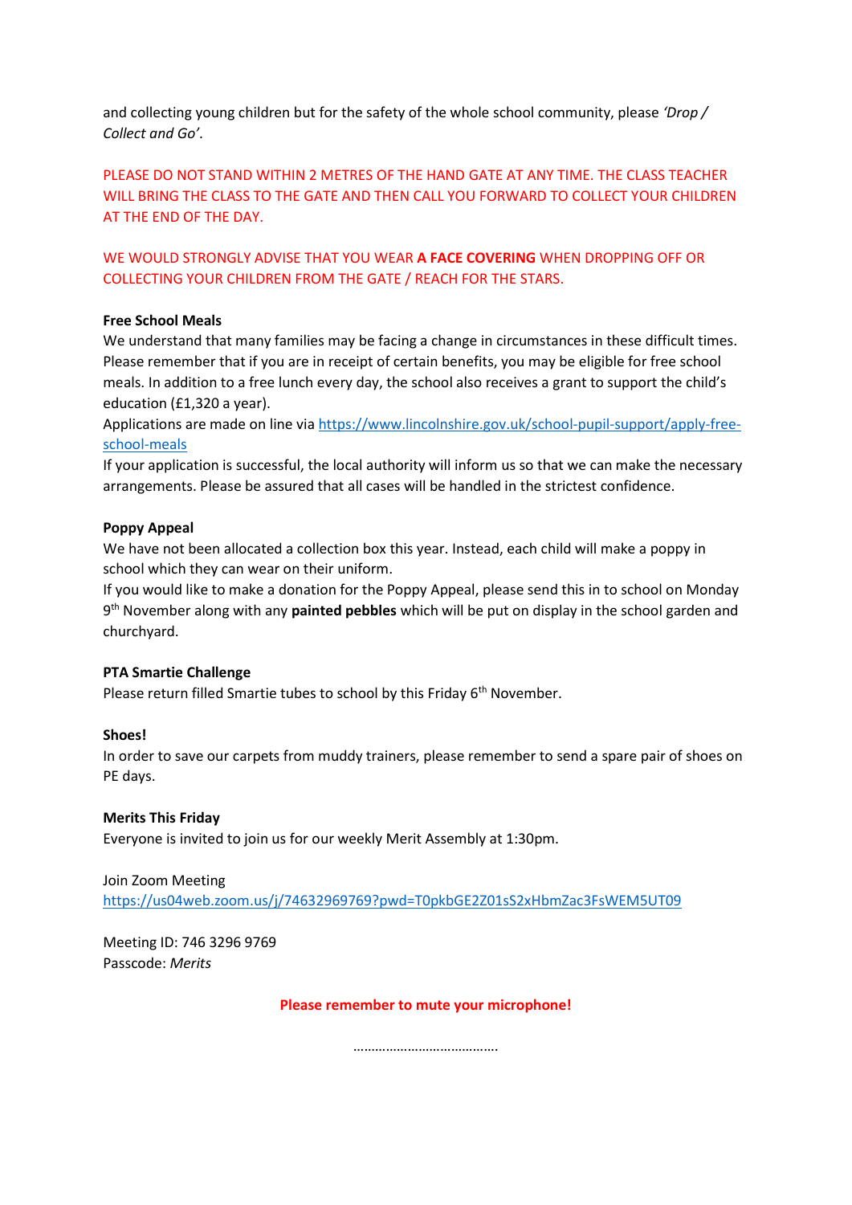and collecting young children but for the safety of the whole school community, please *'Drop / Collect and Go'*.

PLEASE DO NOT STAND WITHIN 2 METRES OF THE HAND GATE AT ANY TIME. THE CLASS TEACHER WILL BRING THE CLASS TO THE GATE AND THEN CALL YOU FORWARD TO COLLECT YOUR CHILDREN AT THE END OF THE DAY.

WE WOULD STRONGLY ADVISE THAT YOU WEAR **A FACE COVERING** WHEN DROPPING OFF OR COLLECTING YOUR CHILDREN FROM THE GATE / REACH FOR THE STARS.

**Free School Meals**

We understand that many families may be facing a change in circumstances in these difficult times. Please remember that if you are in receipt of certain benefits, you may be eligible for free school meals. In addition to a free lunch every day, the school also receives a grant to support the child's education (£1,320 a year).

Applications are made on line via https://www.lincolnshire.gov.uk/school-pupil-support/apply-free-school-meals

If your application is successful, the local authority will inform us so that we can make the necessary arrangements. Please be assured that all cases will be handled in the strictest confidence.

**Poppy Appeal**

We have not been allocated a collection box this year. Instead, each child will make a poppy in school which they can wear on their uniform.

If you would like to make a donation for the Poppy Appeal, please send this in to school on Monday 9th November along with any **painted pebbles** which will be put on display in the school garden and churchyard.

**PTA Smartie Challenge**

Please return filled Smartie tubes to school by this Friday 6th November.

**Shoes!**

In order to save our carpets from muddy trainers, please remember to send a spare pair of shoes on PE days.

**Merits This Friday**

Everyone is invited to join us for our weekly Merit Assembly at 1:30pm.

Join Zoom Meeting
https://us04web.zoom.us/j/74632969769?pwd=T0pkbGE2Z01sS2xHbmZac3FsWEM5UT09

Meeting ID: 746 3296 9769
Passcode: *Merits*

**Please remember to mute your microphone!**

………………………………….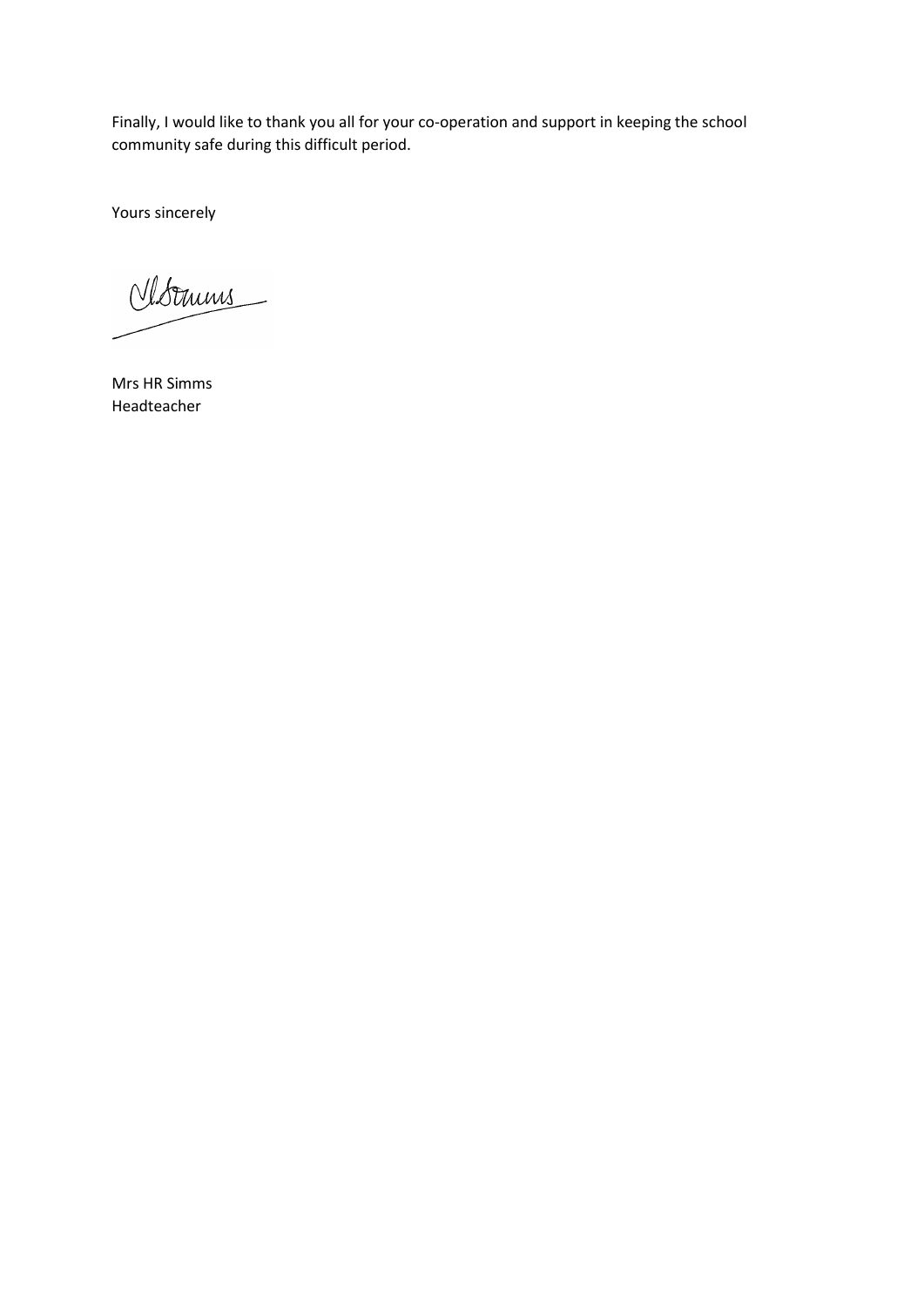Finally, I would like to thank you all for your co-operation and support in keeping the school community safe during this difficult period.

Yours sincerely

Mrs HR Simms
Headteacher